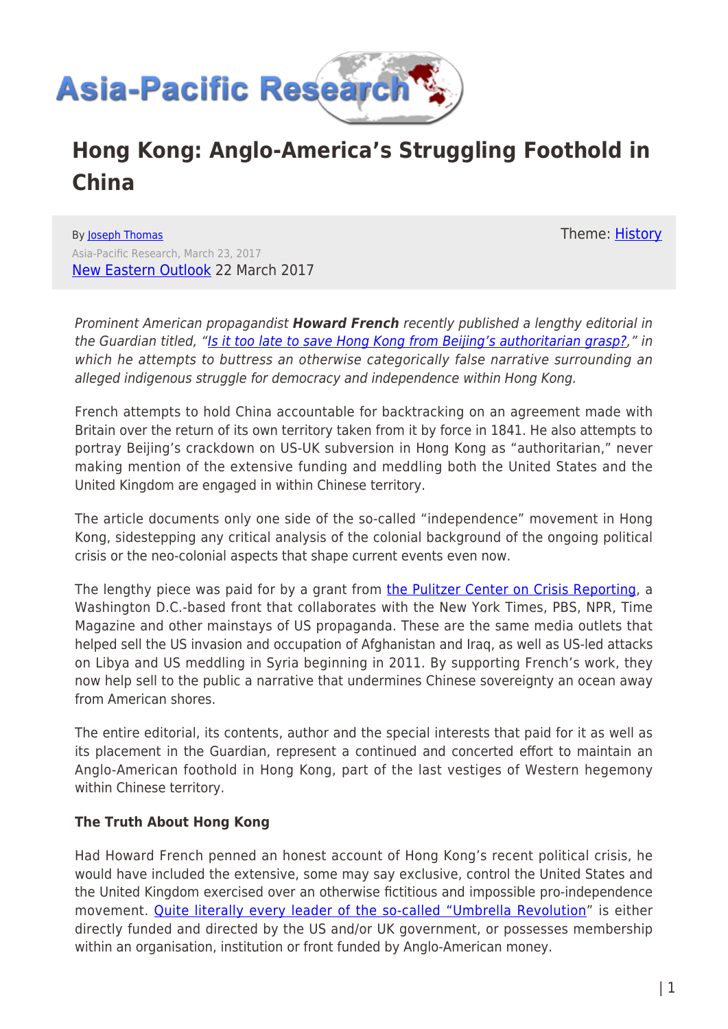# Asia-Pacific Research

# Hong Kong: Anglo-America's Struggling Foothold in China

By Joseph Thomas
Asia-Pacific Research, March 23, 2017
New Eastern Outlook 22 March 2017

Theme: History

*Prominent American propagandist **Howard French** recently published a lengthy editorial in the Guardian titled, "Is it too late to save Hong Kong from Beijing's authoritarian grasp?," in which he attempts to buttress an otherwise categorically false narrative surrounding an alleged indigenous struggle for democracy and independence within Hong Kong.*

French attempts to hold China accountable for backtracking on an agreement made with Britain over the return of its own territory taken from it by force in 1841. He also attempts to portray Beijing's crackdown on US-UK subversion in Hong Kong as "authoritarian," never making mention of the extensive funding and meddling both the United States and the United Kingdom are engaged in within Chinese territory.

The article documents only one side of the so-called "independence" movement in Hong Kong, sidestepping any critical analysis of the colonial background of the ongoing political crisis or the neo-colonial aspects that shape current events even now.

The lengthy piece was paid for by a grant from the Pulitzer Center on Crisis Reporting, a Washington D.C.-based front that collaborates with the New York Times, PBS, NPR, Time Magazine and other mainstays of US propaganda. These are the same media outlets that helped sell the US invasion and occupation of Afghanistan and Iraq, as well as US-led attacks on Libya and US meddling in Syria beginning in 2011. By supporting French's work, they now help sell to the public a narrative that undermines Chinese sovereignty an ocean away from American shores.

The entire editorial, its contents, author and the special interests that paid for it as well as its placement in the Guardian, represent a continued and concerted effort to maintain an Anglo-American foothold in Hong Kong, part of the last vestiges of Western hegemony within Chinese territory.

### The Truth About Hong Kong

Had Howard French penned an honest account of Hong Kong's recent political crisis, he would have included the extensive, some may say exclusive, control the United States and the United Kingdom exercised over an otherwise fictitious and impossible pro-independence movement. Quite literally every leader of the so-called "Umbrella Revolution" is either directly funded and directed by the US and/or UK government, or possesses membership within an organisation, institution or front funded by Anglo-American money.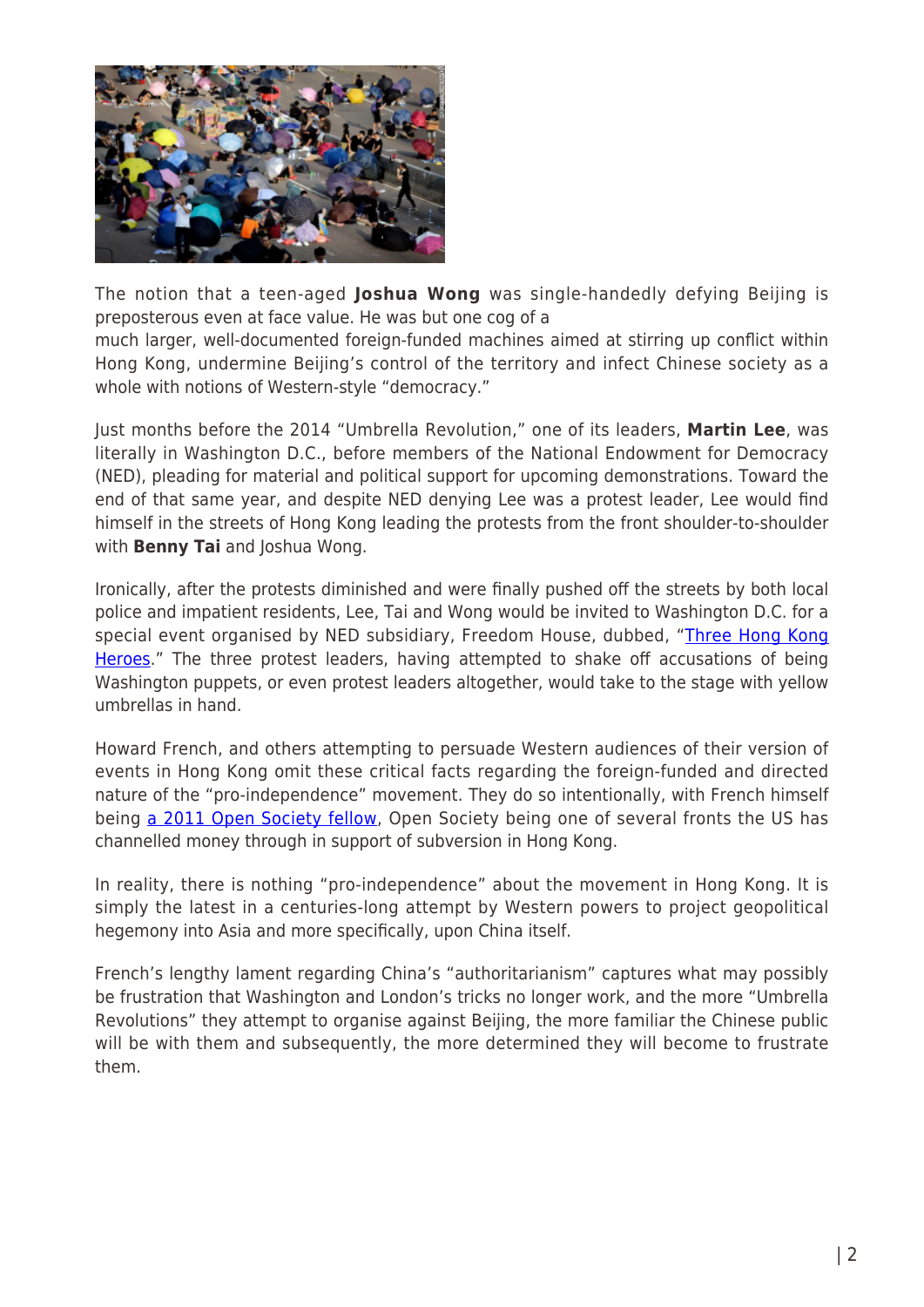The notion that a teen-aged **Joshua Wong** was single-handedly defying Beijing is preposterous even at face value. He was but one cog of a much larger, well-documented foreign-funded machines aimed at stirring up conflict within Hong Kong, undermine Beijing's control of the territory and infect Chinese society as a whole with notions of Western-style "democracy."

Just months before the 2014 "Umbrella Revolution," one of its leaders, **Martin Lee**, was literally in Washington D.C., before members of the National Endowment for Democracy (NED), pleading for material and political support for upcoming demonstrations. Toward the end of that same year, and despite NED denying Lee was a protest leader, Lee would find himself in the streets of Hong Kong leading the protests from the front shoulder-to-shoulder with **Benny Tai** and Joshua Wong.

Ironically, after the protests diminished and were finally pushed off the streets by both local police and impatient residents, Lee, Tai and Wong would be invited to Washington D.C. for a special event organised by NED subsidiary, Freedom House, dubbed, "Three Hong Kong Heroes." The three protest leaders, having attempted to shake off accusations of being Washington puppets, or even protest leaders altogether, would take to the stage with yellow umbrellas in hand.

Howard French, and others attempting to persuade Western audiences of their version of events in Hong Kong omit these critical facts regarding the foreign-funded and directed nature of the "pro-independence" movement. They do so intentionally, with French himself being a 2011 Open Society fellow, Open Society being one of several fronts the US has channelled money through in support of subversion in Hong Kong.

In reality, there is nothing "pro-independence" about the movement in Hong Kong. It is simply the latest in a centuries-long attempt by Western powers to project geopolitical hegemony into Asia and more specifically, upon China itself.

French's lengthy lament regarding China's "authoritarianism" captures what may possibly be frustration that Washington and London's tricks no longer work, and the more "Umbrella Revolutions" they attempt to organise against Beijing, the more familiar the Chinese public will be with them and subsequently, the more determined they will become to frustrate them.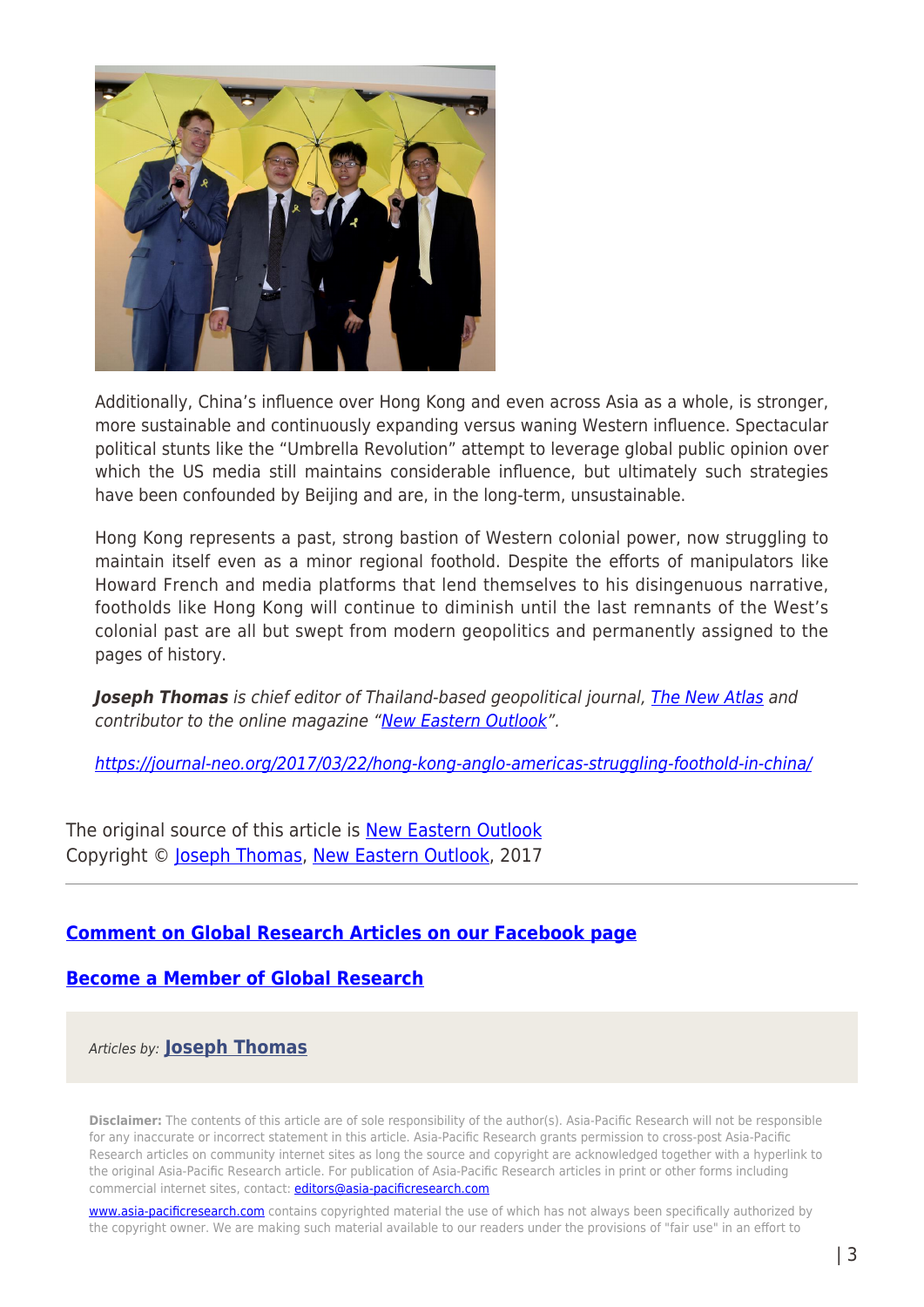Additionally, China's influence over Hong Kong and even across Asia as a whole, is stronger, more sustainable and continuously expanding versus waning Western influence. Spectacular political stunts like the "Umbrella Revolution" attempt to leverage global public opinion over which the US media still maintains considerable influence, but ultimately such strategies have been confounded by Beijing and are, in the long-term, unsustainable.

Hong Kong represents a past, strong bastion of Western colonial power, now struggling to maintain itself even as a minor regional foothold. Despite the efforts of manipulators like Howard French and media platforms that lend themselves to his disingenuous narrative, footholds like Hong Kong will continue to diminish until the last remnants of the West's colonial past are all but swept from modern geopolitics and permanently assigned to the pages of history.

***Joseph Thomas** is chief editor of Thailand-based geopolitical journal, [The New Atlas]() and contributor to the online magazine "[New Eastern Outlook]()".*

*[https://journal-neo.org/2017/03/22/hong-kong-anglo-americas-struggling-foothold-in-china/](https://journal-neo.org/2017/03/22/hong-kong-anglo-americas-struggling-foothold-in-china/)*

The original source of this article is [New Eastern Outlook]()
Copyright © [Joseph Thomas](), [New Eastern Outlook](), 2017

---

**[Comment on Global Research Articles on our Facebook page]()**

**[Become a Member of Global Research]()**

*Articles by:* **[Joseph Thomas]()**

**Disclaimer:** The contents of this article are of sole responsibility of the author(s). Asia-Pacific Research will not be responsible for any inaccurate or incorrect statement in this article. Asia-Pacific Research grants permission to cross-post Asia-Pacific Research articles on community internet sites as long the source and copyright are acknowledged together with a hyperlink to the original Asia-Pacific Research article. For publication of Asia-Pacific Research articles in print or other forms including commercial internet sites, contact: [editors@asia-pacificresearch.com](mailto:editors@asia-pacificresearch.com)

[www.asia-pacificresearch.com](http://www.asia-pacificresearch.com) contains copyrighted material the use of which has not always been specifically authorized by the copyright owner. We are making such material available to our readers under the provisions of "fair use" in an effort to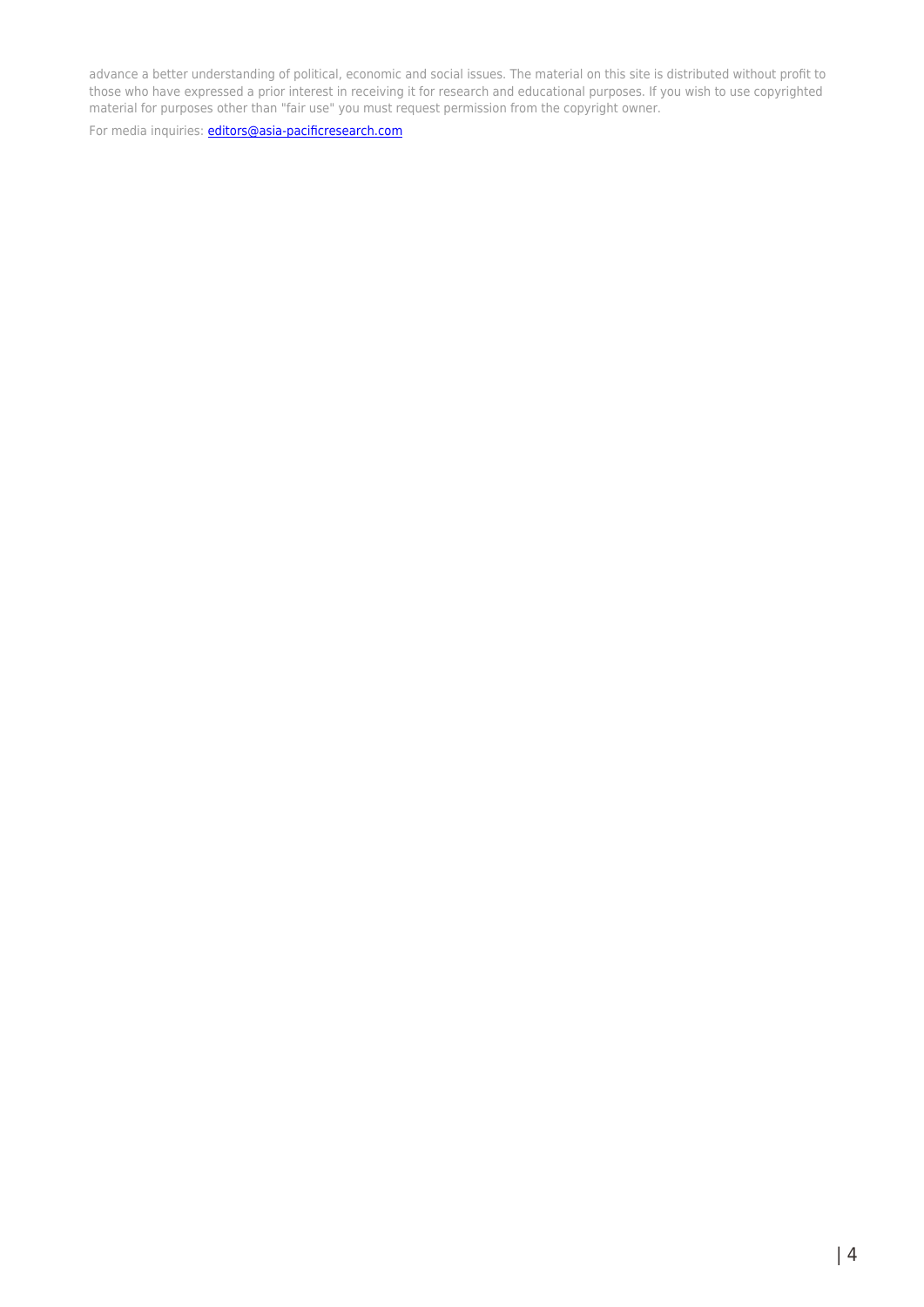advance a better understanding of political, economic and social issues. The material on this site is distributed without profit to those who have expressed a prior interest in receiving it for research and educational purposes. If you wish to use copyrighted material for purposes other than "fair use" you must request permission from the copyright owner.

For media inquiries: [editors@asia-pacificresearch.com](mailto:editors@asia-pacificresearch.com)